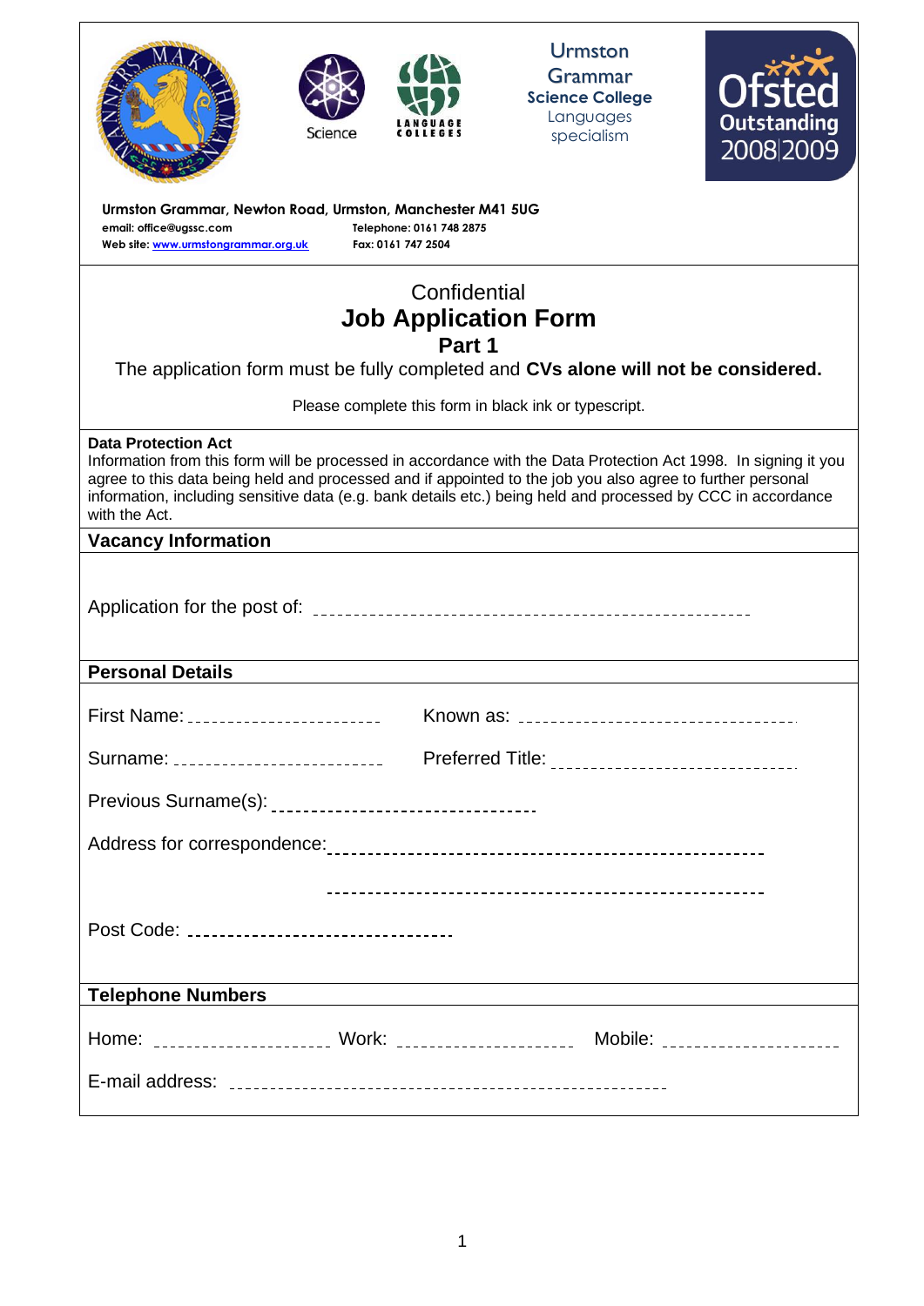Science

LANGUAGE COLLEGES

Urmston Grammar
Science College
Languages specialism

Ofsted Outstanding 2008|2009

**Urmston Grammar, Newton Road, Urmston, Manchester M41 5UG**
**email: office@ugssc.com** **Telephone: 0161 748 2875**
**Web site: www.urmstongrammar.org.uk** **Fax: 0161 747 2504**

# Confidential
# Job Application Form
## Part 1

The application form must be fully completed and **CVs alone will not be considered.**

Please complete this form in black ink or typescript.

**Data Protection Act**
Information from this form will be processed in accordance with the Data Protection Act 1998. In signing it you agree to this data being held and processed and if appointed to the job you also agree to further personal information, including sensitive data (e.g. bank details etc.) being held and processed by CCC in accordance with the Act.

## Vacancy Information

Application for the post of: ____________________

## Personal Details

First Name: ____________________ Known as: ____________________

Surname: ____________________ Preferred Title: ____________________

Previous Surname(s): ____________________

Address for correspondence: ____________________

____________________

Post Code: ____________________

## Telephone Numbers

Home: ____________________ Work: ____________________ Mobile: ____________________

E-mail address: ____________________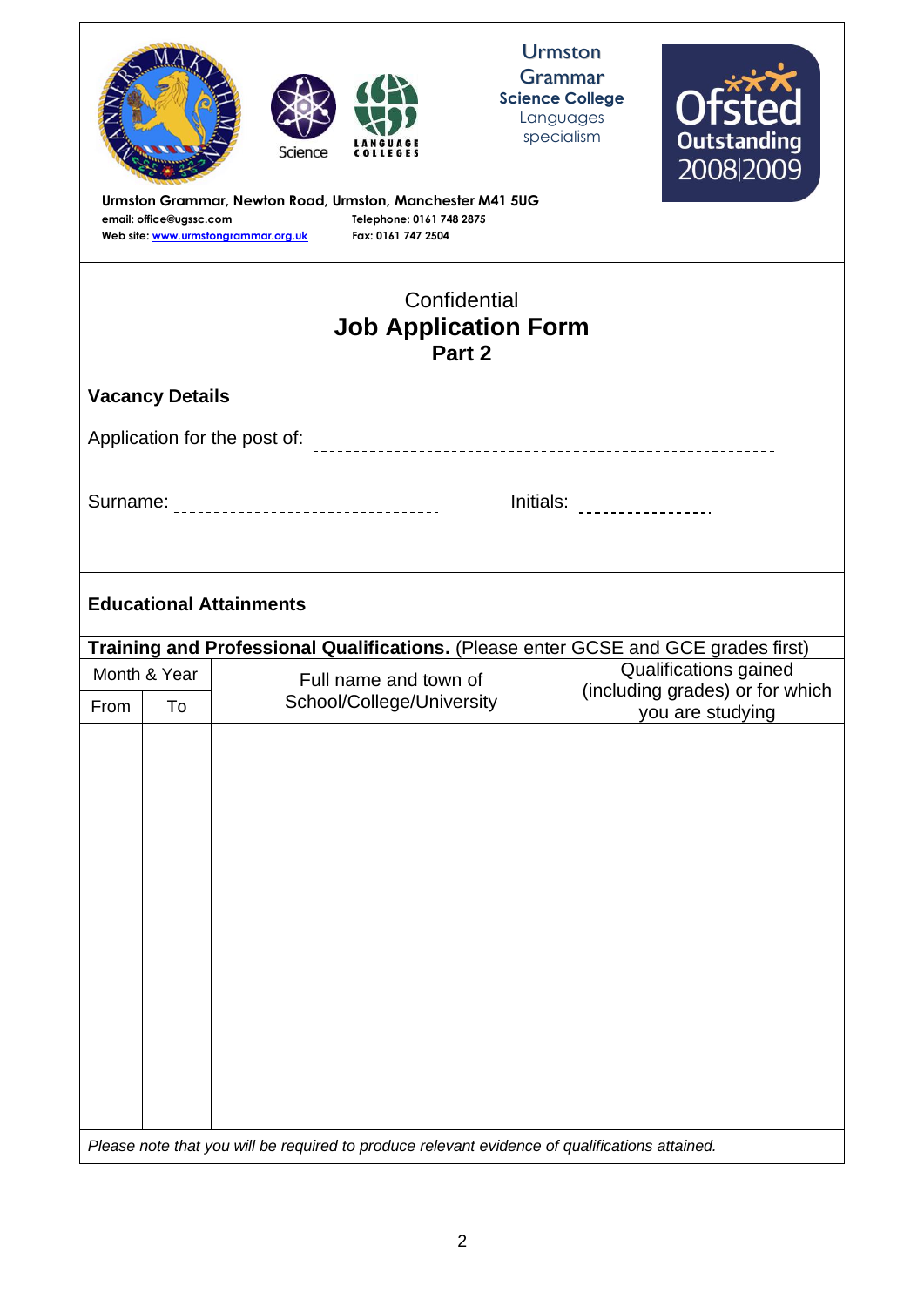Urmston Grammar
Science College
Languages specialism

Ofsted Outstanding 2008|2009

**Urmston Grammar, Newton Road, Urmston, Manchester M41 5UG**
**email: office@ugssc.com** **Telephone: 0161 748 2875**
**Web site: www.urmstongrammar.org.uk** **Fax: 0161 747 2504**

# Confidential
# Job Application Form
## Part 2

### Vacancy Details

Application for the post of: ____________________________________________________

Surname: ______________________________ Initials: ______________

### Educational Attainments

**Training and Professional Qualifications.** (Please enter GCSE and GCE grades first)

| Month & Year | | Full name and town of School/College/University | Qualifications gained (including grades) or for which you are studying |
|---|---|---|---|
| From | To | | |
| | | | |

*Please note that you will be required to produce relevant evidence of qualifications attained.*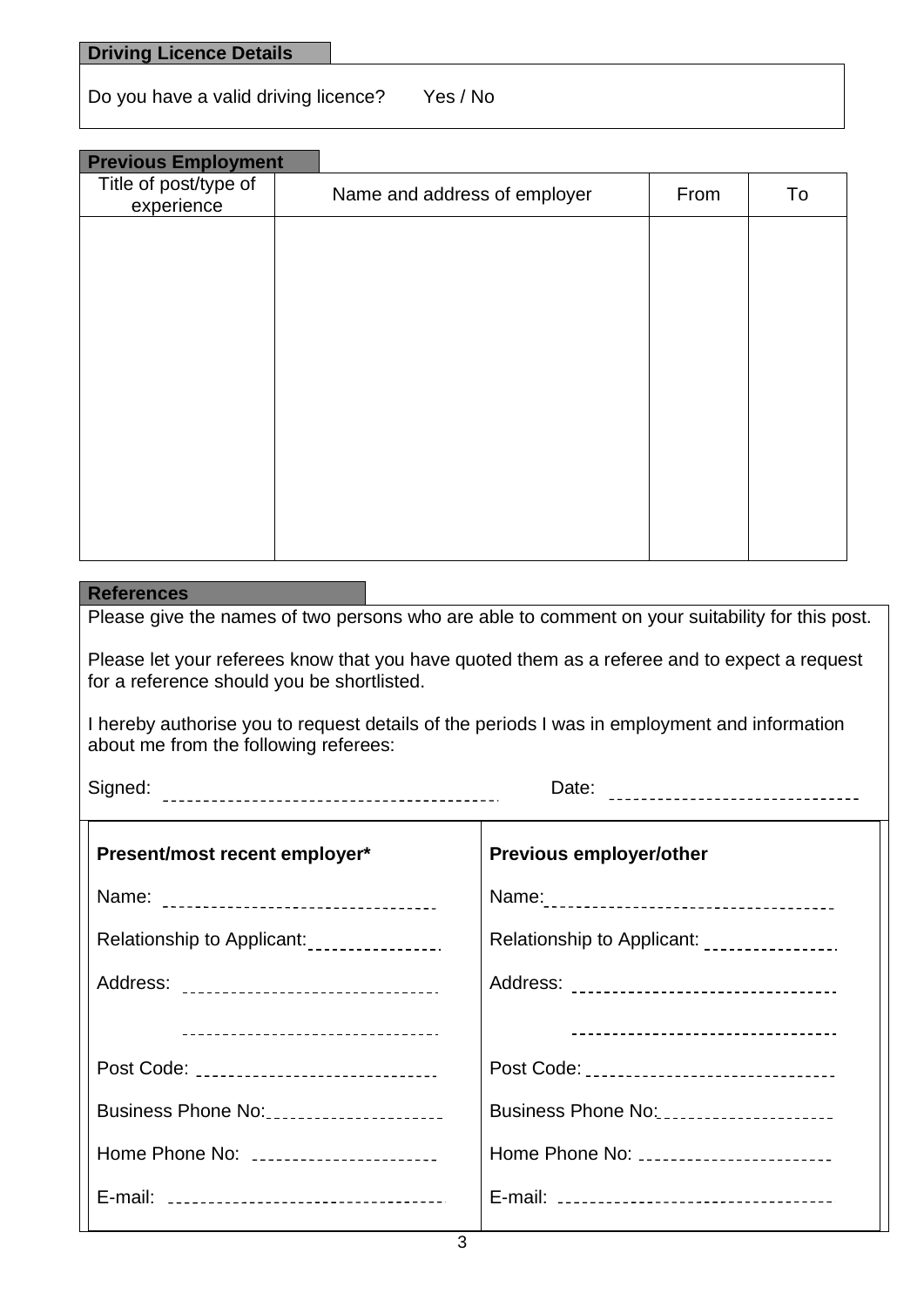## Driving Licence Details

Do you have a valid driving licence? Yes / No

## Previous Employment

| Title of post/type of experience | Name and address of employer | From | To |
|---|---|---|---|
| | | | |

## References

Please give the names of two persons who are able to comment on your suitability for this post.

Please let your referees know that you have quoted them as a referee and to expect a request for a reference should you be shortlisted.

I hereby authorise you to request details of the periods I was in employment and information about me from the following referees:

Signed: ______________________ Date: ______________________

| **Present/most recent employer*** | **Previous employer/other** |
|---|---|
| Name: ______________________ | Name: ______________________ |
| Relationship to Applicant: __________ | Relationship to Applicant: __________ |
| Address: ______________________ | Address: ______________________ |
| ______________________ | ______________________ |
| Post Code: ______________________ | Post Code: ______________________ |
| Business Phone No: ______________ | Business Phone No: ______________ |
| Home Phone No: ______________ | Home Phone No: ______________ |
| E-mail: ______________________ | E-mail: ______________________ |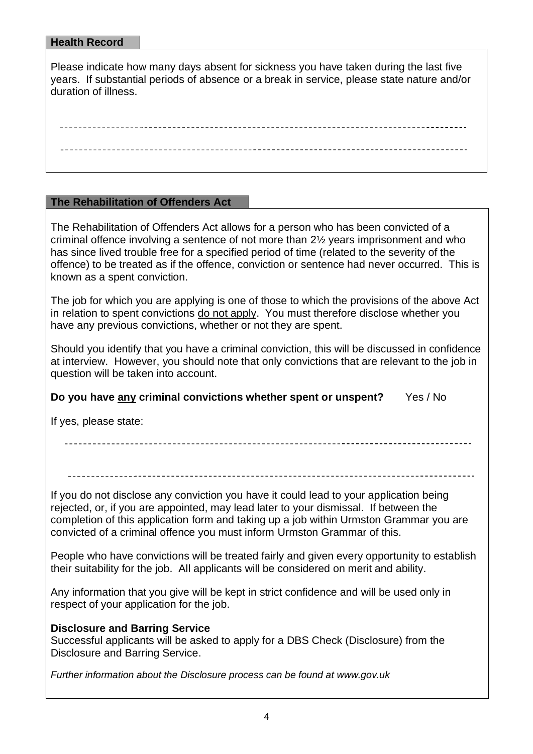## Health Record

Please indicate how many days absent for sickness you have taken during the last five years. If substantial periods of absence or a break in service, please state nature and/or duration of illness.

------------------------------------------------------------------------------------------

------------------------------------------------------------------------------------------

## The Rehabilitation of Offenders Act

The Rehabilitation of Offenders Act allows for a person who has been convicted of a criminal offence involving a sentence of not more than 2½ years imprisonment and who has since lived trouble free for a specified period of time (related to the severity of the offence) to be treated as if the offence, conviction or sentence had never occurred. This is known as a spent conviction.

The job for which you are applying is one of those to which the provisions of the above Act in relation to spent convictions <u>do not apply</u>. You must therefore disclose whether you have any previous convictions, whether or not they are spent.

Should you identify that you have a criminal conviction, this will be discussed in confidence at interview. However, you should note that only convictions that are relevant to the job in question will be taken into account.

**Do you have <u>any</u> criminal convictions whether spent or unspent?** Yes / No

If yes, please state:

------------------------------------------------------------------------------------------

------------------------------------------------------------------------------------------

If you do not disclose any conviction you have it could lead to your application being rejected, or, if you are appointed, may lead later to your dismissal. If between the completion of this application form and taking up a job within Urmston Grammar you are convicted of a criminal offence you must inform Urmston Grammar of this.

People who have convictions will be treated fairly and given every opportunity to establish their suitability for the job. All applicants will be considered on merit and ability.

Any information that you give will be kept in strict confidence and will be used only in respect of your application for the job.

**Disclosure and Barring Service**
Successful applicants will be asked to apply for a DBS Check (Disclosure) from the Disclosure and Barring Service.

*Further information about the Disclosure process can be found at www.gov.uk*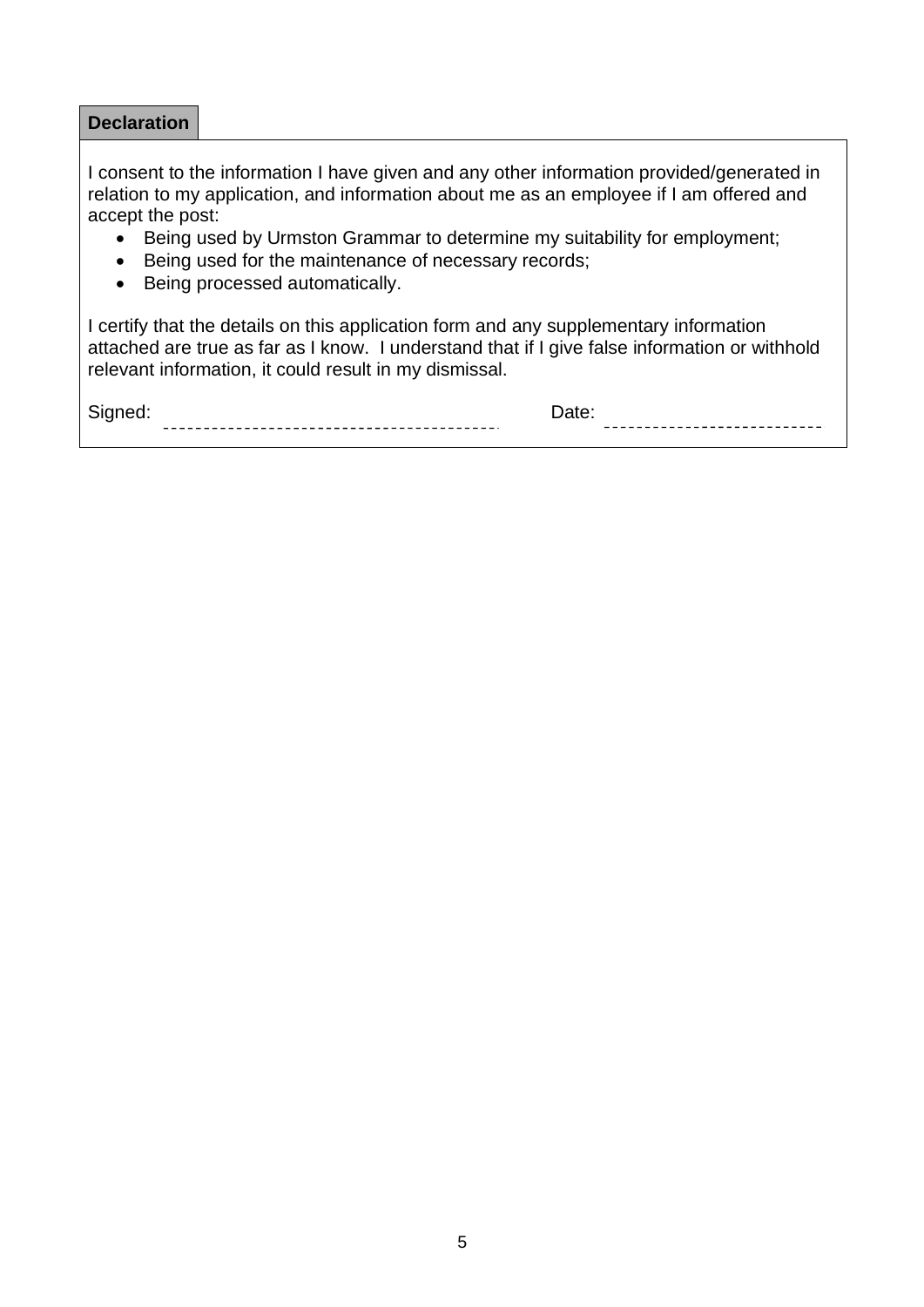## Declaration

I consent to the information I have given and any other information provided/generated in relation to my application, and information about me as an employee if I am offered and accept the post:

- Being used by Urmston Grammar to determine my suitability for employment;
- Being used for the maintenance of necessary records;
- Being processed automatically.

I certify that the details on this application form and any supplementary information attached are true as far as I know. I understand that if I give false information or withhold relevant information, it could result in my dismissal.

Signed: ________________________________________ Date: ___________________________